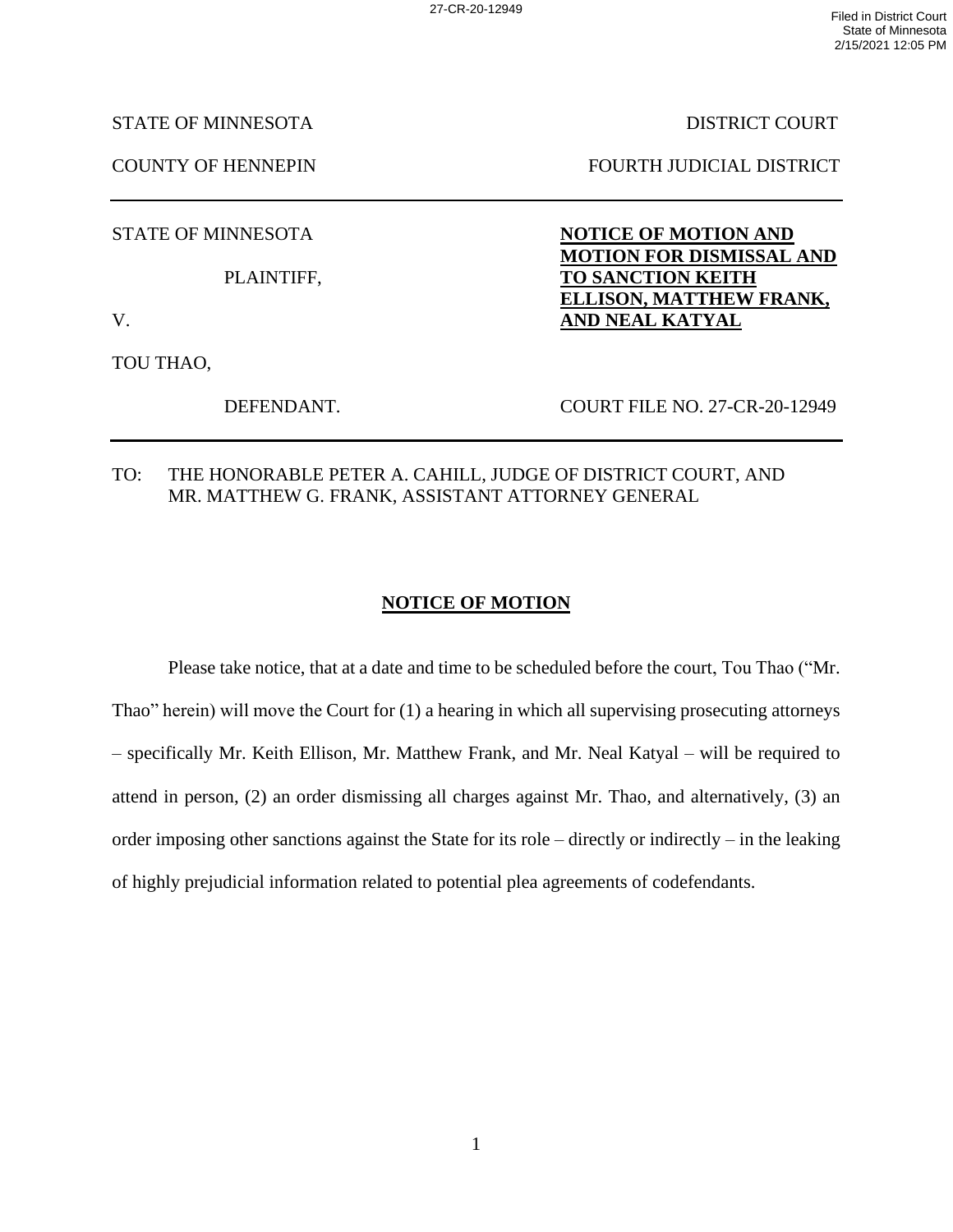STATE OF MINNESOTA — DISTRICT COURT

COUNTY OF HENNEPIN — FOURTH JUDICIAL DISTRICT

STATE OF MINNESOTA

PLAINTIFF,

V.

TOU THAO,

DEFENDANT.

**NOTICE OF MOTION AND MOTION FOR DISMISSAL AND TO SANCTION KEITH ELLISON, MATTHEW FRANK, AND NEAL KATYAL**

COURT FILE NO. 27-CR-20-12949

TO: THE HONORABLE PETER A. CAHILL, JUDGE OF DISTRICT COURT, AND MR. MATTHEW G. FRANK, ASSISTANT ATTORNEY GENERAL

## NOTICE OF MOTION

Please take notice, that at a date and time to be scheduled before the court, Tou Thao ("Mr. Thao" herein) will move the Court for (1) a hearing in which all supervising prosecuting attorneys – specifically Mr. Keith Ellison, Mr. Matthew Frank, and Mr. Neal Katyal – will be required to attend in person, (2) an order dismissing all charges against Mr. Thao, and alternatively, (3) an order imposing other sanctions against the State for its role – directly or indirectly – in the leaking of highly prejudicial information related to potential plea agreements of codefendants.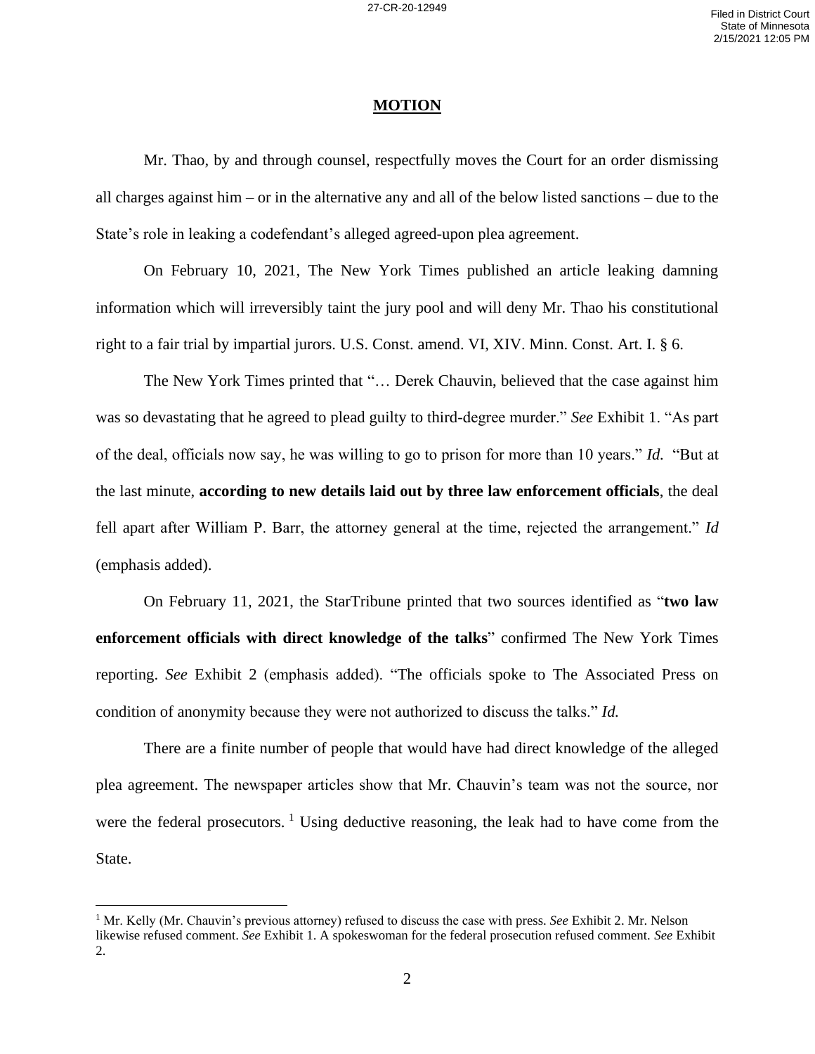## MOTION

Mr. Thao, by and through counsel, respectfully moves the Court for an order dismissing all charges against him – or in the alternative any and all of the below listed sanctions – due to the State's role in leaking a codefendant's alleged agreed-upon plea agreement.

On February 10, 2021, The New York Times published an article leaking damning information which will irreversibly taint the jury pool and will deny Mr. Thao his constitutional right to a fair trial by impartial jurors. U.S. Const. amend. VI, XIV. Minn. Const. Art. I. § 6.

The New York Times printed that "… Derek Chauvin, believed that the case against him was so devastating that he agreed to plead guilty to third-degree murder." *See* Exhibit 1. "As part of the deal, officials now say, he was willing to go to prison for more than 10 years." *Id.* "But at the last minute, **according to new details laid out by three law enforcement officials**, the deal fell apart after William P. Barr, the attorney general at the time, rejected the arrangement." *Id* (emphasis added).

On February 11, 2021, the StarTribune printed that two sources identified as "**two law enforcement officials with direct knowledge of the talks**" confirmed The New York Times reporting. *See* Exhibit 2 (emphasis added). "The officials spoke to The Associated Press on condition of anonymity because they were not authorized to discuss the talks." *Id.*

There are a finite number of people that would have had direct knowledge of the alleged plea agreement. The newspaper articles show that Mr. Chauvin's team was not the source, nor were the federal prosecutors. [1] Using deductive reasoning, the leak had to have come from the State.

---

[1] Mr. Kelly (Mr. Chauvin's previous attorney) refused to discuss the case with press. *See* Exhibit 2. Mr. Nelson likewise refused comment. *See* Exhibit 1. A spokeswoman for the federal prosecution refused comment. *See* Exhibit 2.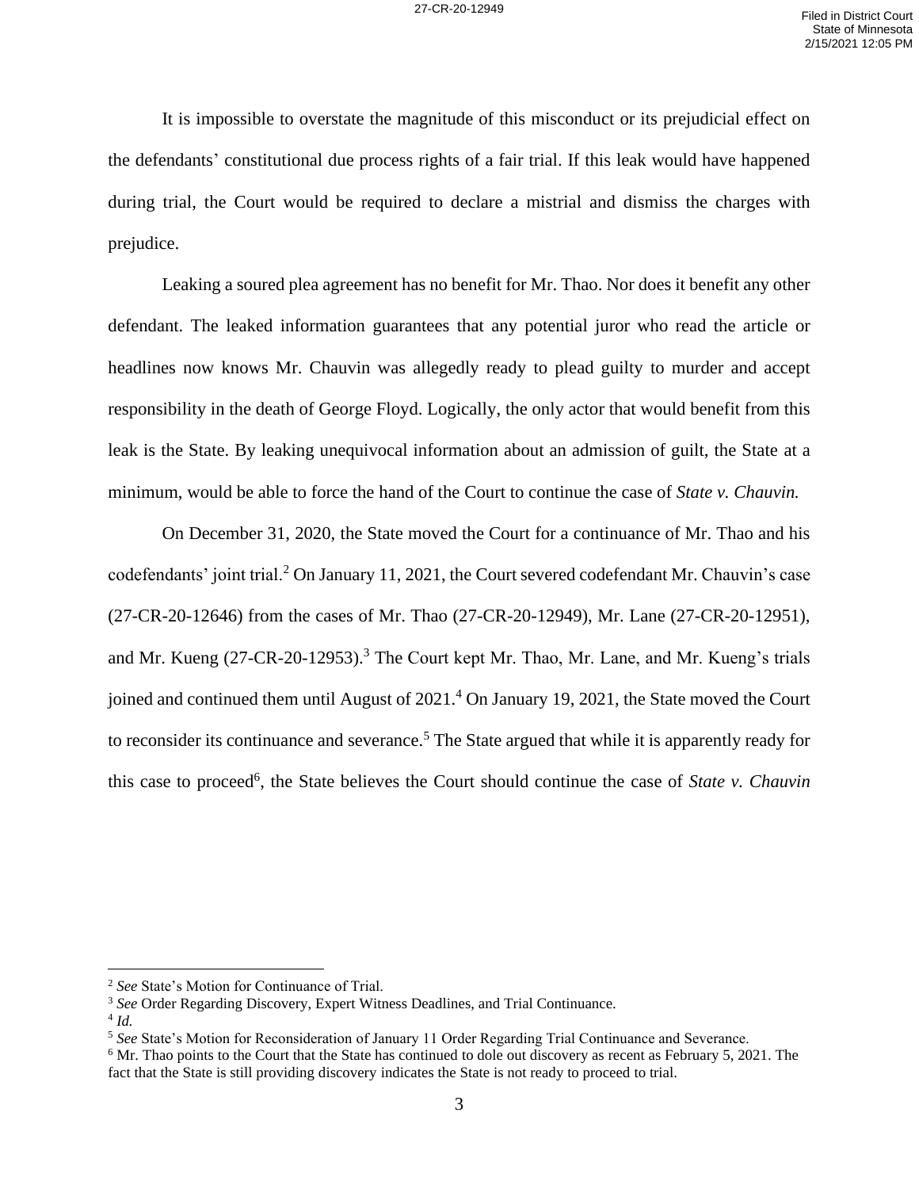It is impossible to overstate the magnitude of this misconduct or its prejudicial effect on the defendants' constitutional due process rights of a fair trial. If this leak would have happened during trial, the Court would be required to declare a mistrial and dismiss the charges with prejudice.

Leaking a soured plea agreement has no benefit for Mr. Thao. Nor does it benefit any other defendant. The leaked information guarantees that any potential juror who read the article or headlines now knows Mr. Chauvin was allegedly ready to plead guilty to murder and accept responsibility in the death of George Floyd. Logically, the only actor that would benefit from this leak is the State. By leaking unequivocal information about an admission of guilt, the State at a minimum, would be able to force the hand of the Court to continue the case of *State v. Chauvin.*

On December 31, 2020, the State moved the Court for a continuance of Mr. Thao and his codefendants' joint trial.[2] On January 11, 2021, the Court severed codefendant Mr. Chauvin's case (27-CR-20-12646) from the cases of Mr. Thao (27-CR-20-12949), Mr. Lane (27-CR-20-12951), and Mr. Kueng (27-CR-20-12953).[3] The Court kept Mr. Thao, Mr. Lane, and Mr. Kueng's trials joined and continued them until August of 2021.[4] On January 19, 2021, the State moved the Court to reconsider its continuance and severance.[5] The State argued that while it is apparently ready for this case to proceed[6], the State believes the Court should continue the case of *State v. Chauvin*

---

[2] *See* State's Motion for Continuance of Trial.

[3] *See* Order Regarding Discovery, Expert Witness Deadlines, and Trial Continuance.

[4] *Id.*

[5] *See* State's Motion for Reconsideration of January 11 Order Regarding Trial Continuance and Severance.

[6] Mr. Thao points to the Court that the State has continued to dole out discovery as recent as February 5, 2021. The fact that the State is still providing discovery indicates the State is not ready to proceed to trial.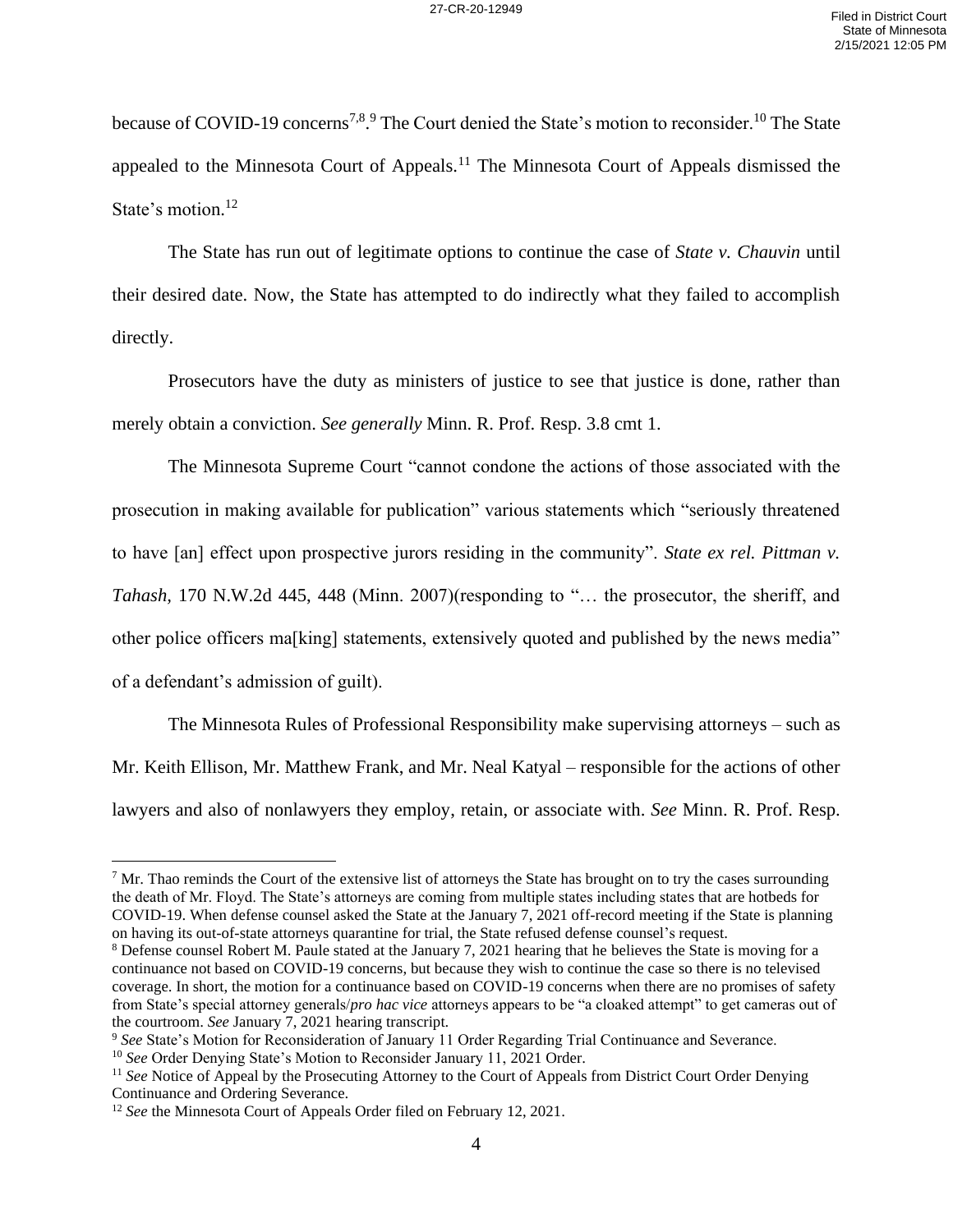because of COVID-19 concerns[7,8].[9] The Court denied the State's motion to reconsider.[10] The State appealed to the Minnesota Court of Appeals.[11] The Minnesota Court of Appeals dismissed the State's motion.[12]

The State has run out of legitimate options to continue the case of *State v. Chauvin* until their desired date. Now, the State has attempted to do indirectly what they failed to accomplish directly.

Prosecutors have the duty as ministers of justice to see that justice is done, rather than merely obtain a conviction. *See generally* Minn. R. Prof. Resp. 3.8 cmt 1.

The Minnesota Supreme Court "cannot condone the actions of those associated with the prosecution in making available for publication" various statements which "seriously threatened to have [an] effect upon prospective jurors residing in the community". *State ex rel. Pittman v. Tahash,* 170 N.W.2d 445, 448 (Minn. 2007)(responding to "… the prosecutor, the sheriff, and other police officers ma[king] statements, extensively quoted and published by the news media" of a defendant's admission of guilt).

The Minnesota Rules of Professional Responsibility make supervising attorneys – such as Mr. Keith Ellison, Mr. Matthew Frank, and Mr. Neal Katyal – responsible for the actions of other lawyers and also of nonlawyers they employ, retain, or associate with. *See* Minn. R. Prof. Resp.

---

[7] Mr. Thao reminds the Court of the extensive list of attorneys the State has brought on to try the cases surrounding the death of Mr. Floyd. The State's attorneys are coming from multiple states including states that are hotbeds for COVID-19. When defense counsel asked the State at the January 7, 2021 off-record meeting if the State is planning on having its out-of-state attorneys quarantine for trial, the State refused defense counsel's request.

[8] Defense counsel Robert M. Paule stated at the January 7, 2021 hearing that he believes the State is moving for a continuance not based on COVID-19 concerns, but because they wish to continue the case so there is no televised coverage. In short, the motion for a continuance based on COVID-19 concerns when there are no promises of safety from State's special attorney generals/*pro hac vice* attorneys appears to be "a cloaked attempt" to get cameras out of the courtroom. *See* January 7, 2021 hearing transcript.

[9] *See* State's Motion for Reconsideration of January 11 Order Regarding Trial Continuance and Severance.

[10] *See* Order Denying State's Motion to Reconsider January 11, 2021 Order.

[11] *See* Notice of Appeal by the Prosecuting Attorney to the Court of Appeals from District Court Order Denying Continuance and Ordering Severance.

[12] *See* the Minnesota Court of Appeals Order filed on February 12, 2021.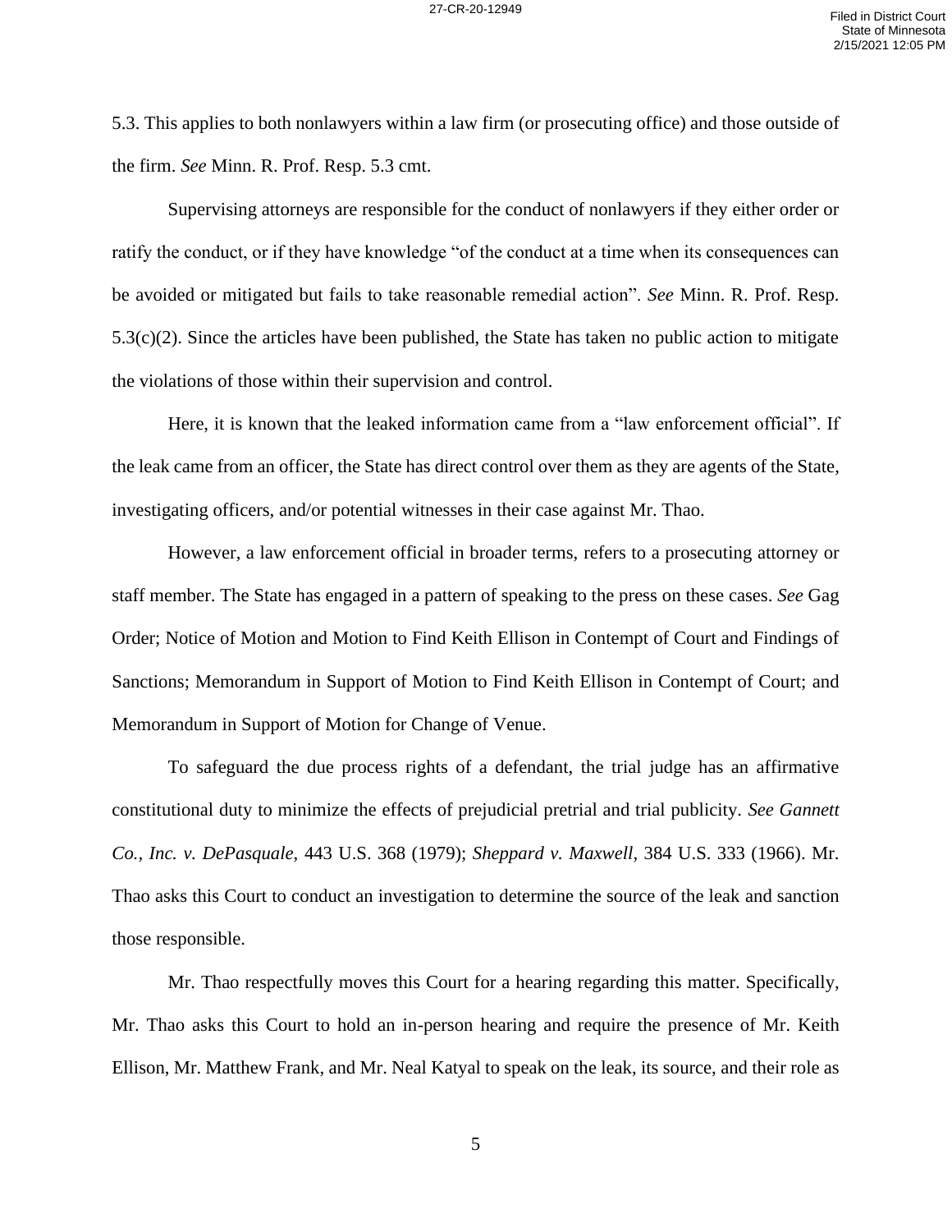5.3. This applies to both nonlawyers within a law firm (or prosecuting office) and those outside of the firm. *See* Minn. R. Prof. Resp. 5.3 cmt.

Supervising attorneys are responsible for the conduct of nonlawyers if they either order or ratify the conduct, or if they have knowledge "of the conduct at a time when its consequences can be avoided or mitigated but fails to take reasonable remedial action". *See* Minn. R. Prof. Resp. 5.3(c)(2). Since the articles have been published, the State has taken no public action to mitigate the violations of those within their supervision and control.

Here, it is known that the leaked information came from a "law enforcement official". If the leak came from an officer, the State has direct control over them as they are agents of the State, investigating officers, and/or potential witnesses in their case against Mr. Thao.

However, a law enforcement official in broader terms, refers to a prosecuting attorney or staff member. The State has engaged in a pattern of speaking to the press on these cases. *See* Gag Order; Notice of Motion and Motion to Find Keith Ellison in Contempt of Court and Findings of Sanctions; Memorandum in Support of Motion to Find Keith Ellison in Contempt of Court; and Memorandum in Support of Motion for Change of Venue.

To safeguard the due process rights of a defendant, the trial judge has an affirmative constitutional duty to minimize the effects of prejudicial pretrial and trial publicity. *See Gannett Co., Inc. v. DePasquale*, 443 U.S. 368 (1979); *Sheppard v. Maxwell*, 384 U.S. 333 (1966). Mr. Thao asks this Court to conduct an investigation to determine the source of the leak and sanction those responsible.

Mr. Thao respectfully moves this Court for a hearing regarding this matter. Specifically, Mr. Thao asks this Court to hold an in-person hearing and require the presence of Mr. Keith Ellison, Mr. Matthew Frank, and Mr. Neal Katyal to speak on the leak, its source, and their role as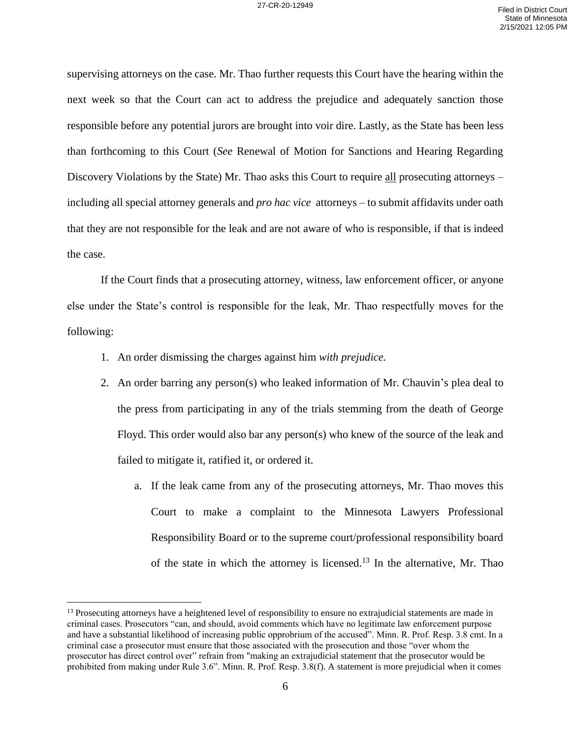supervising attorneys on the case. Mr. Thao further requests this Court have the hearing within the next week so that the Court can act to address the prejudice and adequately sanction those responsible before any potential jurors are brought into voir dire. Lastly, as the State has been less than forthcoming to this Court (*See* Renewal of Motion for Sanctions and Hearing Regarding Discovery Violations by the State) Mr. Thao asks this Court to require <u>all</u> prosecuting attorneys – including all special attorney generals and *pro hac vice* attorneys – to submit affidavits under oath that they are not responsible for the leak and are not aware of who is responsible, if that is indeed the case.

If the Court finds that a prosecuting attorney, witness, law enforcement officer, or anyone else under the State's control is responsible for the leak, Mr. Thao respectfully moves for the following:

1. An order dismissing the charges against him *with prejudice.*
2. An order barring any person(s) who leaked information of Mr. Chauvin's plea deal to the press from participating in any of the trials stemming from the death of George Floyd. This order would also bar any person(s) who knew of the source of the leak and failed to mitigate it, ratified it, or ordered it.
   a. If the leak came from any of the prosecuting attorneys, Mr. Thao moves this Court to make a complaint to the Minnesota Lawyers Professional Responsibility Board or to the supreme court/professional responsibility board of the state in which the attorney is licensed.[13] In the alternative, Mr. Thao

---

[13] Prosecuting attorneys have a heightened level of responsibility to ensure no extrajudicial statements are made in criminal cases. Prosecutors "can, and should, avoid comments which have no legitimate law enforcement purpose and have a substantial likelihood of increasing public opprobrium of the accused". Minn. R. Prof. Resp. 3.8 cmt. In a criminal case a prosecutor must ensure that those associated with the prosecution and those "over whom the prosecutor has direct control over" refrain from "making an extrajudicial statement that the prosecutor would be prohibited from making under Rule 3.6". Minn. R. Prof. Resp. 3.8(f). A statement is more prejudicial when it comes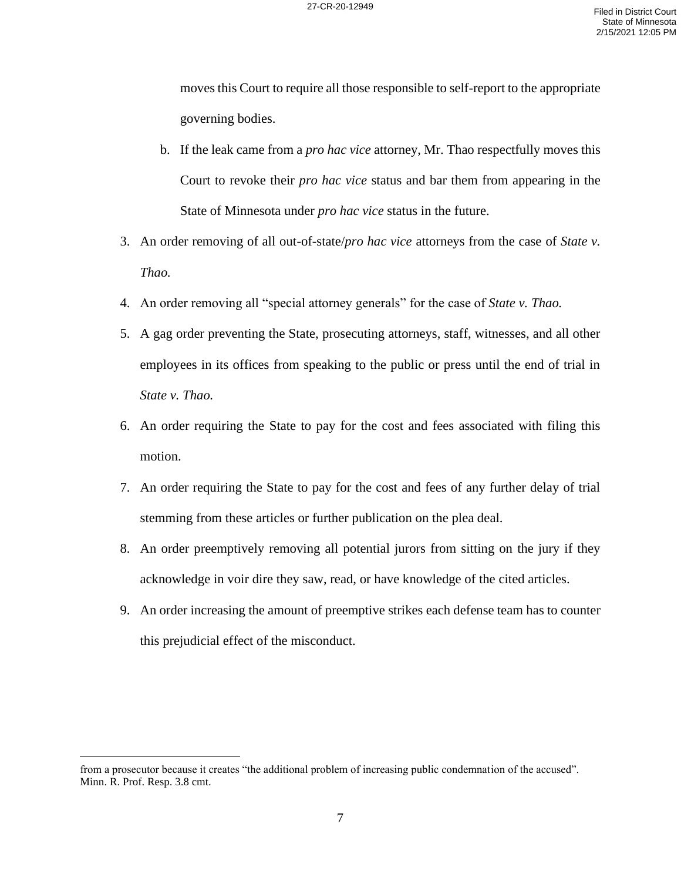moves this Court to require all those responsible to self-report to the appropriate governing bodies.

   b. If the leak came from a *pro hac vice* attorney, Mr. Thao respectfully moves this Court to revoke their *pro hac vice* status and bar them from appearing in the State of Minnesota under *pro hac vice* status in the future.

3. An order removing of all out-of-state/*pro hac vice* attorneys from the case of *State v. Thao.*
4. An order removing all "special attorney generals" for the case of *State v. Thao.*
5. A gag order preventing the State, prosecuting attorneys, staff, witnesses, and all other employees in its offices from speaking to the public or press until the end of trial in *State v. Thao.*
6. An order requiring the State to pay for the cost and fees associated with filing this motion.
7. An order requiring the State to pay for the cost and fees of any further delay of trial stemming from these articles or further publication on the plea deal.
8. An order preemptively removing all potential jurors from sitting on the jury if they acknowledge in voir dire they saw, read, or have knowledge of the cited articles.
9. An order increasing the amount of preemptive strikes each defense team has to counter this prejudicial effect of the misconduct.

---

from a prosecutor because it creates "the additional problem of increasing public condemnation of the accused". Minn. R. Prof. Resp. 3.8 cmt.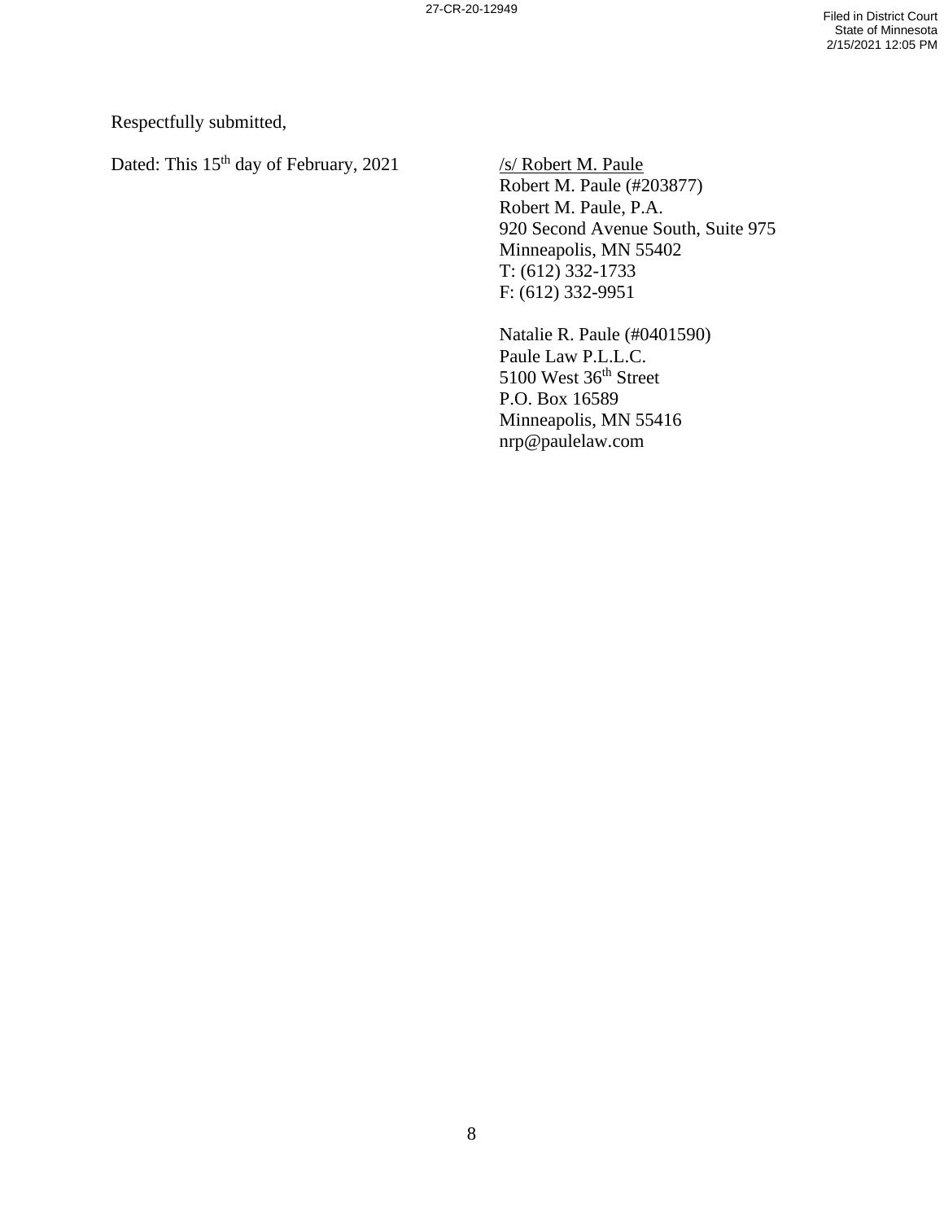Respectfully submitted,

Dated: This 15th day of February, 2021

/s/ Robert M. Paule
Robert M. Paule (#203877)
Robert M. Paule, P.A.
920 Second Avenue South, Suite 975
Minneapolis, MN 55402
T: (612) 332-1733
F: (612) 332-9951

Natalie R. Paule (#0401590)
Paule Law P.L.L.C.
5100 West 36th Street
P.O. Box 16589
Minneapolis, MN 55416
nrp@paulelaw.com